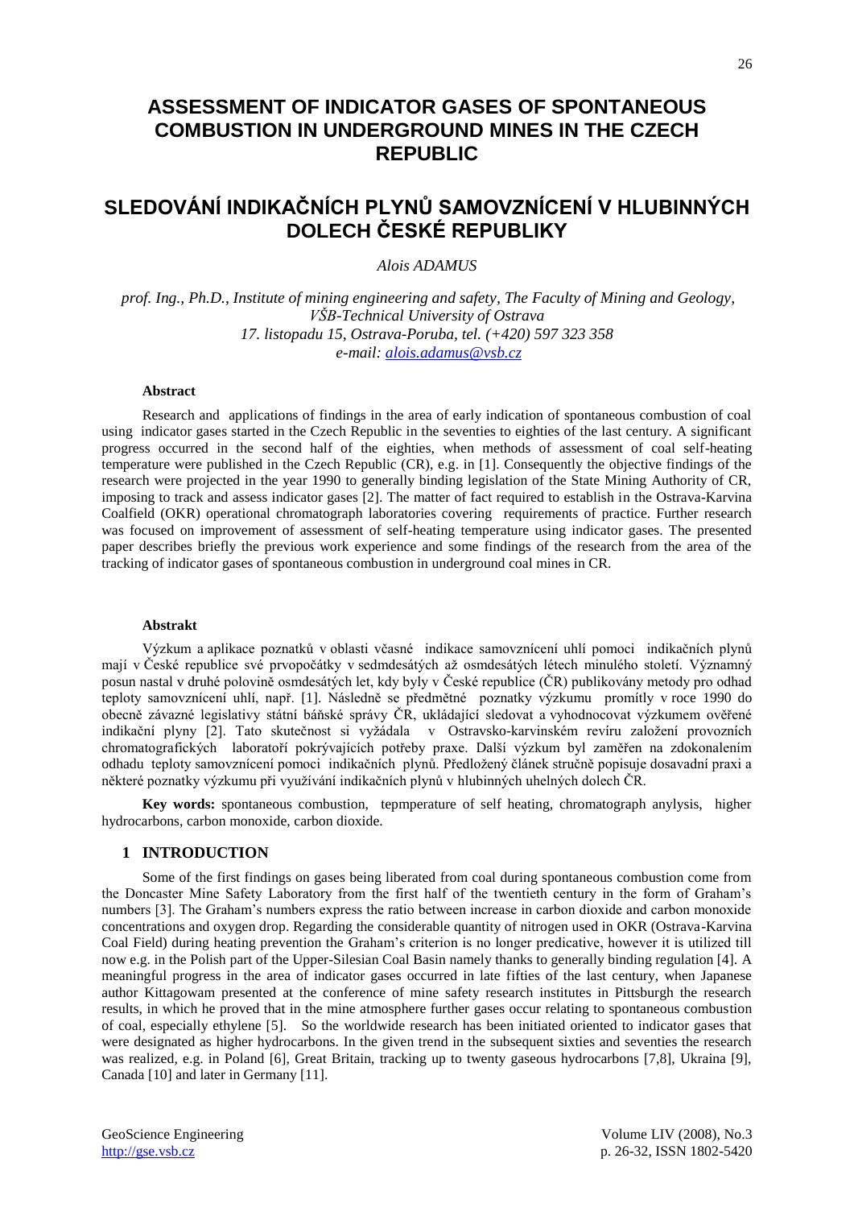# ASSESSMENT OF INDICATOR GASES OF SPONTANEOUS COMBUSTION IN UNDERGROUND MINES IN THE CZECH REPUBLIC

# SLEDOVÁNÍ INDIKAČNÍCH PLYNŮ SAMOVZNÍCENÍ V HLUBINNÝCH DOLECH ČESKÉ REPUBLIKY

*Alois ADAMUS*

*prof. Ing., Ph.D., Institute of mining engineering and safety, The Faculty of Mining and Geology, VŠB-Technical University of Ostrava*
*17. listopadu 15, Ostrava-Poruba, tel. (+420) 597 323 358*
*e-mail: alois.adamus@vsb.cz*

#### Abstract

Research and applications of findings in the area of early indication of spontaneous combustion of coal using indicator gases started in the Czech Republic in the seventies to eighties of the last century. A significant progress occurred in the second half of the eighties, when methods of assessment of coal self-heating temperature were published in the Czech Republic (CR), e.g. in [1]. Consequently the objective findings of the research were projected in the year 1990 to generally binding legislation of the State Mining Authority of CR, imposing to track and assess indicator gases [2]. The matter of fact required to establish in the Ostrava-Karvina Coalfield (OKR) operational chromatograph laboratories covering requirements of practice. Further research was focused on improvement of assessment of self-heating temperature using indicator gases. The presented paper describes briefly the previous work experience and some findings of the research from the area of the tracking of indicator gases of spontaneous combustion in underground coal mines in CR.

#### Abstrakt

Výzkum a aplikace poznatků v oblasti včasné indikace samovznícení uhlí pomoci indikačních plynů mají v České republice své prvopočátky v sedmdesátých až osmdesátých létech minulého století. Významný posun nastal v druhé polovině osmdesátých let, kdy byly v České republice (ČR) publikovány metody pro odhad teploty samovznícení uhlí, např. [1]. Následně se předmětné poznatky výzkumu promítly v roce 1990 do obecně závazné legislativy státní báňské správy ČR, ukládající sledovat a vyhodnocovat výzkumem ověřené indikační plyny [2]. Tato skutečnost si vyžádala v Ostravsko-karvinském revíru založení provozních chromatografických laboratoří pokrývajících potřeby praxe. Další výzkum byl zaměřen na zdokonalením odhadu teploty samovznícení pomoci indikačních plynů. Předložený článek stručně popisuje dosavadní praxi a některé poznatky výzkumu při využívání indikačních plynů v hlubinných uhelných dolech ČR.

**Key words:** spontaneous combustion, tepmperature of self heating, chromatograph anylysis, higher hydrocarbons, carbon monoxide, carbon dioxide.

## 1 INTRODUCTION

Some of the first findings on gases being liberated from coal during spontaneous combustion come from the Doncaster Mine Safety Laboratory from the first half of the twentieth century in the form of Graham's numbers [3]. The Graham's numbers express the ratio between increase in carbon dioxide and carbon monoxide concentrations and oxygen drop. Regarding the considerable quantity of nitrogen used in OKR (Ostrava-Karvina Coal Field) during heating prevention the Graham's criterion is no longer predicative, however it is utilized till now e.g. in the Polish part of the Upper-Silesian Coal Basin namely thanks to generally binding regulation [4]. A meaningful progress in the area of indicator gases occurred in late fifties of the last century, when Japanese author Kittagowam presented at the conference of mine safety research institutes in Pittsburgh the research results, in which he proved that in the mine atmosphere further gases occur relating to spontaneous combustion of coal, especially ethylene [5]. So the worldwide research has been initiated oriented to indicator gases that were designated as higher hydrocarbons. In the given trend in the subsequent sixties and seventies the research was realized, e.g. in Poland [6], Great Britain, tracking up to twenty gaseous hydrocarbons [7,8], Ukraina [9], Canada [10] and later in Germany [11].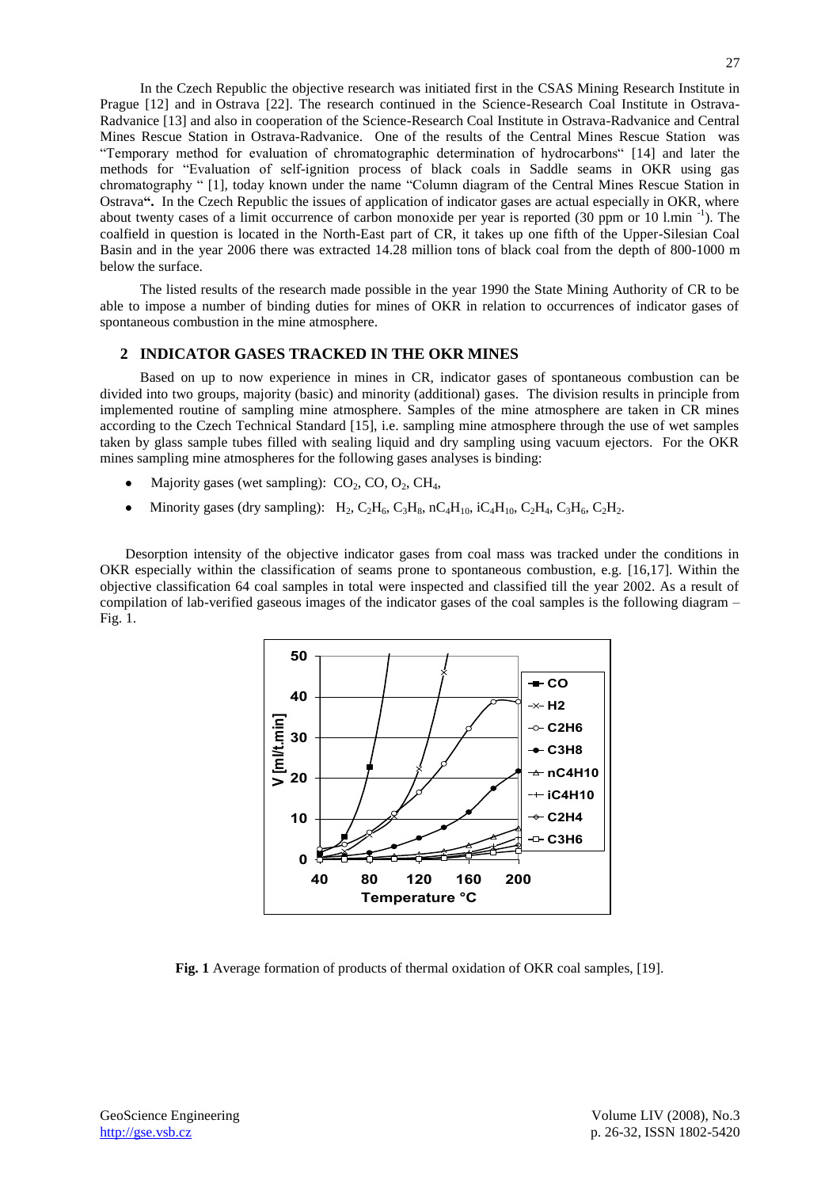In the Czech Republic the objective research was initiated first in the CSAS Mining Research Institute in Prague [12] and in Ostrava [22]. The research continued in the Science-Research Coal Institute in Ostrava-Radvanice [13] and also in cooperation of the Science-Research Coal Institute in Ostrava-Radvanice and Central Mines Rescue Station in Ostrava-Radvanice. One of the results of the Central Mines Rescue Station was "Temporary method for evaluation of chromatographic determination of hydrocarbons" [14] and later the methods for "Evaluation of self-ignition process of black coals in Saddle seams in OKR using gas chromatography " [1], today known under the name "Column diagram of the Central Mines Rescue Station in Ostrava**"**. In the Czech Republic the issues of application of indicator gases are actual especially in OKR, where about twenty cases of a limit occurrence of carbon monoxide per year is reported (30 ppm or 10 $l.min^{-1}$). The coalfield in question is located in the North-East part of CR, it takes up one fifth of the Upper-Silesian Coal Basin and in the year 2006 there was extracted 14.28 million tons of black coal from the depth of 800-1000 m below the surface.

The listed results of the research made possible in the year 1990 the State Mining Authority of CR to be able to impose a number of binding duties for mines of OKR in relation to occurrences of indicator gases of spontaneous combustion in the mine atmosphere.

## 2 INDICATOR GASES TRACKED IN THE OKR MINES

Based on up to now experience in mines in CR, indicator gases of spontaneous combustion can be divided into two groups, majority (basic) and minority (additional) gases. The division results in principle from implemented routine of sampling mine atmosphere. Samples of the mine atmosphere are taken in CR mines according to the Czech Technical Standard [15], i.e. sampling mine atmosphere through the use of wet samples taken by glass sample tubes filled with sealing liquid and dry sampling using vacuum ejectors. For the OKR mines sampling mine atmospheres for the following gases analyses is binding:

- Majority gases (wet sampling): $CO_2$, $CO$, $O_2$, $CH_4$,
- Minority gases (dry sampling): $H_2$, $C_2H_6$, $C_3H_8$, $nC_4H_{10}$, $iC_4H_{10}$, $C_2H_4$, $C_3H_6$, $C_2H_2$.

Desorption intensity of the objective indicator gases from coal mass was tracked under the conditions in OKR especially within the classification of seams prone to spontaneous combustion, e.g. [16,17]. Within the objective classification 64 coal samples in total were inspected and classified till the year 2002. As a result of compilation of lab-verified gaseous images of the indicator gases of the coal samples is the following diagram – Fig. 1.

**Fig. 1** Average formation of products of thermal oxidation of OKR coal samples, [19].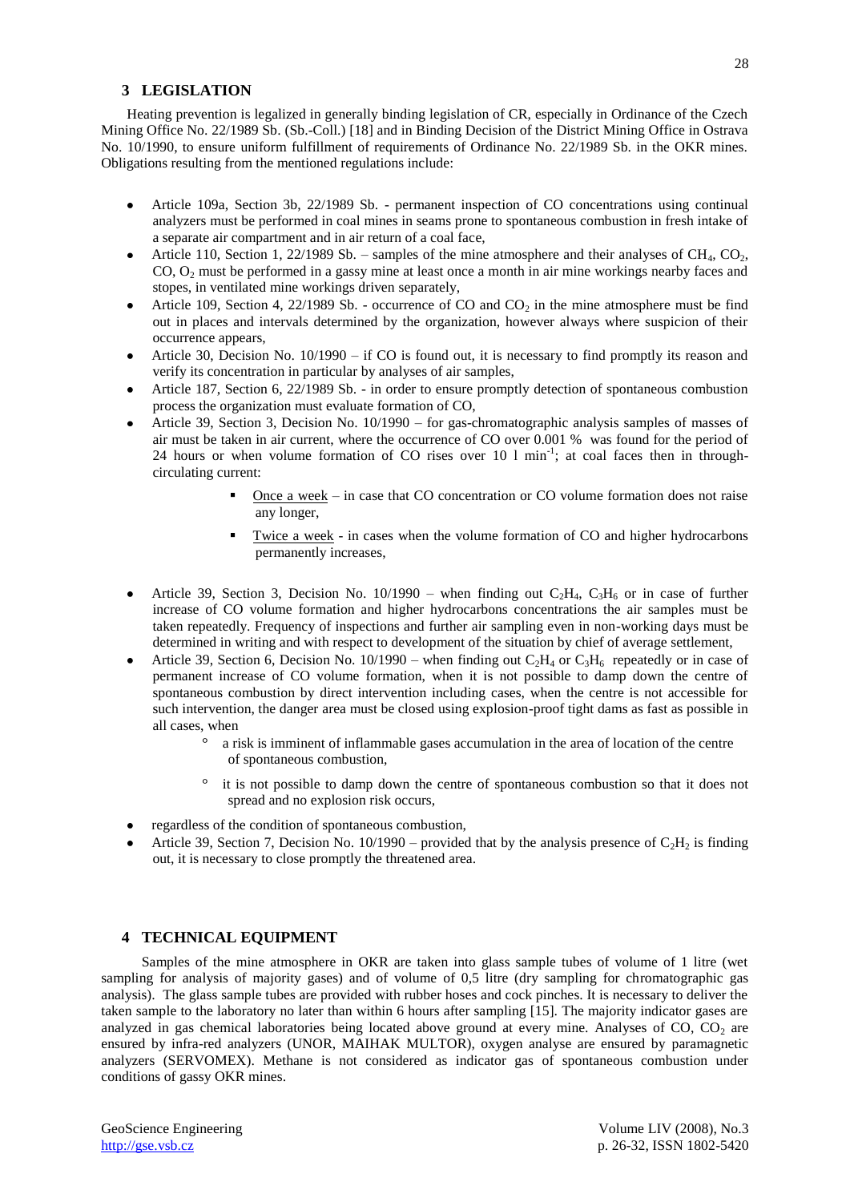## 3 LEGISLATION

Heating prevention is legalized in generally binding legislation of CR, especially in Ordinance of the Czech Mining Office No. 22/1989 Sb. (Sb.-Coll.) [18] and in Binding Decision of the District Mining Office in Ostrava No. 10/1990, to ensure uniform fulfillment of requirements of Ordinance No. 22/1989 Sb. in the OKR mines. Obligations resulting from the mentioned regulations include:

- Article 109a, Section 3b, 22/1989 Sb. - permanent inspection of CO concentrations using continual analyzers must be performed in coal mines in seams prone to spontaneous combustion in fresh intake of a separate air compartment and in air return of a coal face,
- Article 110, Section 1, 22/1989 Sb. – samples of the mine atmosphere and their analyses of $CH_4$, $CO_2$, CO, $O_2$ must be performed in a gassy mine at least once a month in air mine workings nearby faces and stopes, in ventilated mine workings driven separately,
- Article 109, Section 4, 22/1989 Sb. - occurrence of CO and $CO_2$ in the mine atmosphere must be find out in places and intervals determined by the organization, however always where suspicion of their occurrence appears,
- Article 30, Decision No. 10/1990 – if CO is found out, it is necessary to find promptly its reason and verify its concentration in particular by analyses of air samples,
- Article 187, Section 6, 22/1989 Sb. - in order to ensure promptly detection of spontaneous combustion process the organization must evaluate formation of CO,
- Article 39, Section 3, Decision No. 10/1990 – for gas-chromatographic analysis samples of masses of air must be taken in air current, where the occurrence of CO over 0.001 % was found for the period of 24 hours or when volume formation of CO rises over 10 l min$^{-1}$; at coal faces then in through-circulating current:
    - Once a week – in case that CO concentration or CO volume formation does not raise any longer,
    - Twice a week - in cases when the volume formation of CO and higher hydrocarbons permanently increases,
- Article 39, Section 3, Decision No. 10/1990 – when finding out $C_2H_4$, $C_3H_6$ or in case of further increase of CO volume formation and higher hydrocarbons concentrations the air samples must be taken repeatedly. Frequency of inspections and further air sampling even in non-working days must be determined in writing and with respect to development of the situation by chief of average settlement,
- Article 39, Section 6, Decision No. 10/1990 – when finding out $C_2H_4$ or $C_3H_6$ repeatedly or in case of permanent increase of CO volume formation, when it is not possible to damp down the centre of spontaneous combustion by direct intervention including cases, when the centre is not accessible for such intervention, the danger area must be closed using explosion-proof tight dams as fast as possible in all cases, when
    - a risk is imminent of inflammable gases accumulation in the area of location of the centre of spontaneous combustion,
    - it is not possible to damp down the centre of spontaneous combustion so that it does not spread and no explosion risk occurs,
- regardless of the condition of spontaneous combustion,
- Article 39, Section 7, Decision No. 10/1990 – provided that by the analysis presence of $C_2H_2$ is finding out, it is necessary to close promptly the threatened area.

## 4 TECHNICAL EQUIPMENT

Samples of the mine atmosphere in OKR are taken into glass sample tubes of volume of 1 litre (wet sampling for analysis of majority gases) and of volume of 0,5 litre (dry sampling for chromatographic gas analysis). The glass sample tubes are provided with rubber hoses and cock pinches. It is necessary to deliver the taken sample to the laboratory no later than within 6 hours after sampling [15]. The majority indicator gases are analyzed in gas chemical laboratories being located above ground at every mine. Analyses of CO, $CO_2$ are ensured by infra-red analyzers (UNOR, MAIHAK MULTOR), oxygen analyse are ensured by paramagnetic analyzers (SERVOMEX). Methane is not considered as indicator gas of spontaneous combustion under conditions of gassy OKR mines.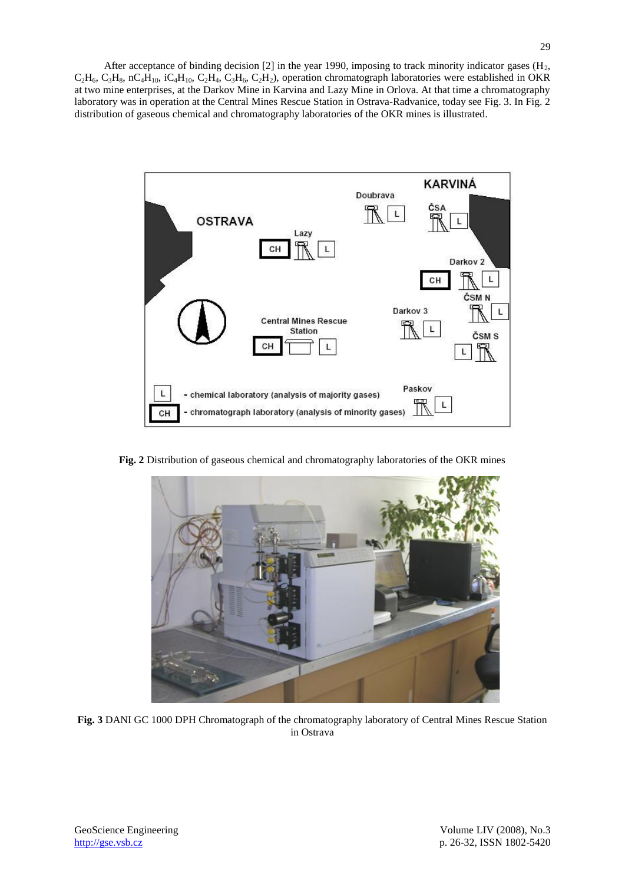After acceptance of binding decision [2] in the year 1990, imposing to track minority indicator gases ($H_2$, $C_2H_6$, $C_3H_8$, $nC_4H_{10}$, $iC_4H_{10}$, $C_2H_4$, $C_3H_6$, $C_2H_2$), operation chromatograph laboratories were established in OKR at two mine enterprises, at the Darkov Mine in Karvina and Lazy Mine in Orlova. At that time a chromatography laboratory was in operation at the Central Mines Rescue Station in Ostrava-Radvanice, today see Fig. 3. In Fig. 2 distribution of gaseous chemical and chromatography laboratories of the OKR mines is illustrated.

**Fig. 2** Distribution of gaseous chemical and chromatography laboratories of the OKR mines

**Fig. 3** DANI GC 1000 DPH Chromatograph of the chromatography laboratory of Central Mines Rescue Station in Ostrava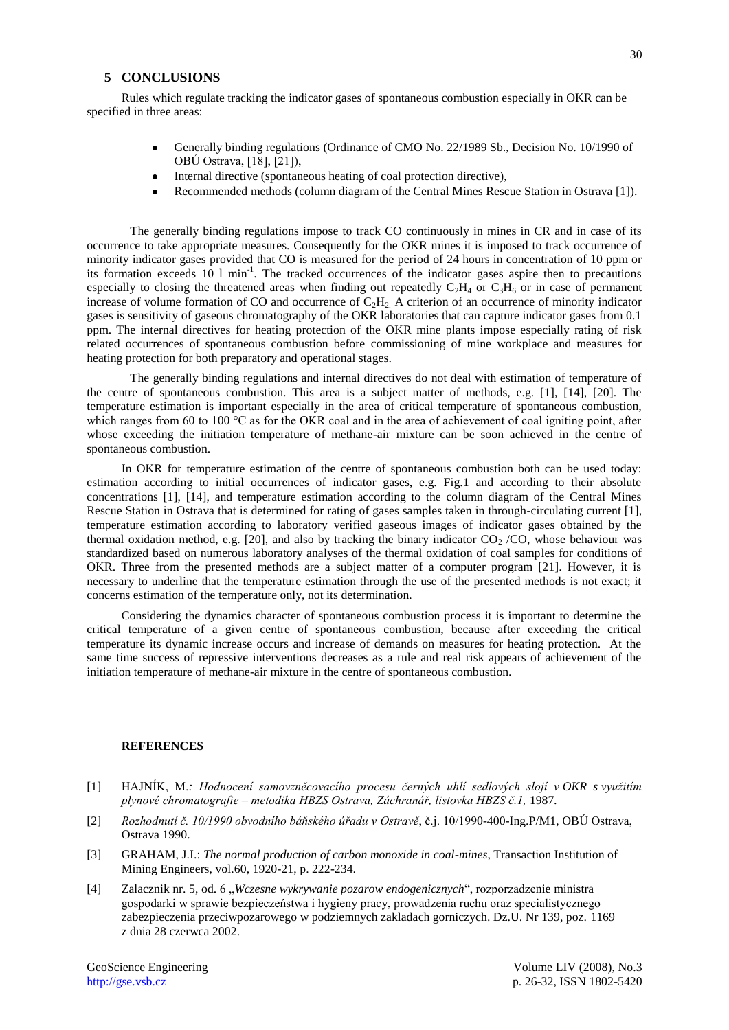## 5 CONCLUSIONS

Rules which regulate tracking the indicator gases of spontaneous combustion especially in OKR can be specified in three areas:

- Generally binding regulations (Ordinance of CMO No. 22/1989 Sb., Decision No. 10/1990 of OBÚ Ostrava, [18], [21]),
- Internal directive (spontaneous heating of coal protection directive),
- Recommended methods (column diagram of the Central Mines Rescue Station in Ostrava [1]).

The generally binding regulations impose to track CO continuously in mines in CR and in case of its occurrence to take appropriate measures. Consequently for the OKR mines it is imposed to track occurrence of minority indicator gases provided that CO is measured for the period of 24 hours in concentration of 10 ppm or its formation exceeds 10 l min$^{-1}$. The tracked occurrences of the indicator gases aspire then to precautions especially to closing the threatened areas when finding out repeatedly $C_2H_4$ or $C_3H_6$ or in case of permanent increase of volume formation of CO and occurrence of $C_2H_2$. A criterion of an occurrence of minority indicator gases is sensitivity of gaseous chromatography of the OKR laboratories that can capture indicator gases from 0.1 ppm. The internal directives for heating protection of the OKR mine plants impose especially rating of risk related occurrences of spontaneous combustion before commissioning of mine workplace and measures for heating protection for both preparatory and operational stages.

The generally binding regulations and internal directives do not deal with estimation of temperature of the centre of spontaneous combustion. This area is a subject matter of methods, e.g. [1], [14], [20]. The temperature estimation is important especially in the area of critical temperature of spontaneous combustion, which ranges from 60 to 100 °C as for the OKR coal and in the area of achievement of coal igniting point, after whose exceeding the initiation temperature of methane-air mixture can be soon achieved in the centre of spontaneous combustion.

In OKR for temperature estimation of the centre of spontaneous combustion both can be used today: estimation according to initial occurrences of indicator gases, e.g. Fig.1 and according to their absolute concentrations [1], [14], and temperature estimation according to the column diagram of the Central Mines Rescue Station in Ostrava that is determined for rating of gases samples taken in through-circulating current [1], temperature estimation according to laboratory verified gaseous images of indicator gases obtained by the thermal oxidation method, e.g. [20], and also by tracking the binary indicator $CO_2$ /CO, whose behaviour was standardized based on numerous laboratory analyses of the thermal oxidation of coal samples for conditions of OKR. Three from the presented methods are a subject matter of a computer program [21]. However, it is necessary to underline that the temperature estimation through the use of the presented methods is not exact; it concerns estimation of the temperature only, not its determination.

Considering the dynamics character of spontaneous combustion process it is important to determine the critical temperature of a given centre of spontaneous combustion, because after exceeding the critical temperature its dynamic increase occurs and increase of demands on measures for heating protection. At the same time success of repressive interventions decreases as a rule and real risk appears of achievement of the initiation temperature of methane-air mixture in the centre of spontaneous combustion.

## REFERENCES

[1] HAJNÍK, M.: *Hodnocení samovzněcovacího procesu černých uhlí sedlových slojí v OKR s využitím plynové chromatografie – metodika HBZS Ostrava, Záchranář, listovka HBZS č.1,* 1987.

[2] *Rozhodnutí č. 10/1990 obvodního báňského úřadu v Ostravě*, č.j. 10/1990-400-Ing.P/M1, OBÚ Ostrava, Ostrava 1990.

[3] GRAHAM, J.I.: *The normal production of carbon monoxide in coal-mines*, Transaction Institution of Mining Engineers, vol.60, 1920-21, p. 222-234.

[4] Zalacznik nr. 5, od. 6 „*Wczesne wykrywanie pozarow endogenicznych*", rozporzadzenie ministra gospodarki w sprawie bezpieczeństwa i hygieny pracy, prowadzenia ruchu oraz specialistycznego zabezpieczenia przeciwpozarowego w podziemnych zakladach gorniczych. Dz.U. Nr 139, poz. 1169 z dnia 28 czerwca 2002.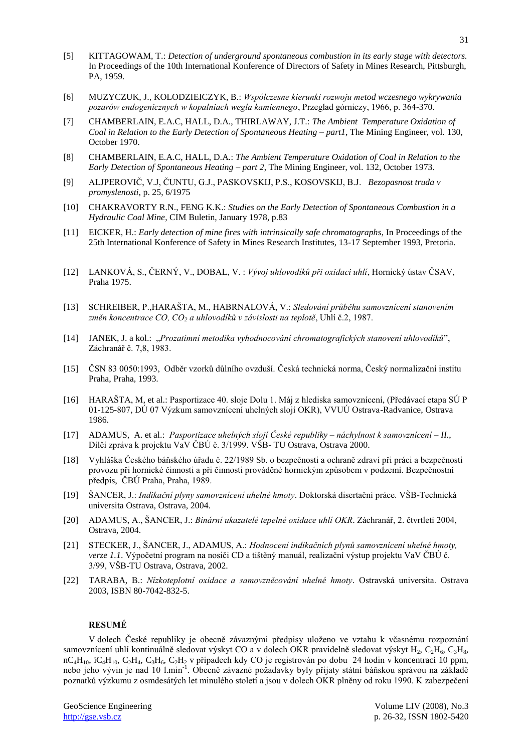[5] KITTAGOWAM, T.: *Detection of underground spontaneous combustion in its early stage with detectors.* In Proceedings of the 10th International Konference of Directors of Safety in Mines Research, Pittsburgh, PA, 1959.

[6] MUZYCZUK, J., KOLODZIEICZYK, B.: *Wspólczesne kierunki rozwoju metod wczesnego wykrywania pozarów endogenicznych w kopalniach wegla kamiennego*, Przeglad górniczy, 1966, p. 364-370.

[7] CHAMBERLAIN, E.A.C, HALL, D.A., THIRLAWAY, J.T.: *The Ambient Temperature Oxidation of Coal in Relation to the Early Detection of Spontaneous Heating – part1*, The Mining Engineer, vol. 130, October 1970.

[8] CHAMBERLAIN, E.A.C, HALL, D.A.: *The Ambient Temperature Oxidation of Coal in Relation to the Early Detection of Spontaneous Heating – part 2*, The Mining Engineer, vol. 132, October 1973.

[9] ALJPEROVIČ, V.J, ČUNTU, G.J., PASKOVSKIJ, P.S., KOSOVSKIJ, B.J. *Bezopasnost truda v promyslenosti*, p. 25, 6/1975

[10] CHAKRAVORTY R.N., FENG K.K.: *Studies on the Early Detection of Spontaneous Combustion in a Hydraulic Coal Mine*, CIM Buletin, January 1978, p.83

[11] EICKER, H.: *Early detection of mine fires with intrinsically safe chromatographs*, In Proceedings of the 25th International Konference of Safety in Mines Research Institutes, 13-17 September 1993, Pretoria.

[12] LANKOVÁ, S., ČERNÝ, V., DOBAL, V. : *Vývoj uhlovodíků při oxidaci uhlí*, Hornický ústav ČSAV, Praha 1975.

[13] SCHREIBER, P.,HARAŠTA, M., HABRNALOVÁ, V.: *Sledování průběhu samovznícení stanovením změn koncentrace CO, $CO_2$ a uhlovodíků v závislosti na teplotě*, Uhlí č.2, 1987.

[14] JANEK, J. a kol.: „*Prozatimní metodika vyhodnocování chromatografických stanovení uhlovodíků*", Záchranář č. 7,8, 1983.

[15] ČSN 83 0050:1993, Odběr vzorků důlního ovzduší. Česká technická norma, Český normalizační institu Praha, Praha, 1993.

[16] HARAŠTA, M, et al.: Pasportizace 40. sloje Dolu 1. Máj z hlediska samovznícení, (Předávací etapa SÚ P 01-125-807, DÚ 07 Výzkum samovznícení uhelných slojí OKR), VVUÚ Ostrava-Radvanice, Ostrava 1986.

[17] ADAMUS, A. et al.: *Pasportizace uhelných slojí České republiky – náchylnost k samovznícení – II.*, Dílčí zpráva k projektu VaV ČBÚ č. 3/1999. VŠB- TU Ostrava, Ostrava 2000.

[18] Vyhláška Českého báňského úřadu č. 22/1989 Sb. o bezpečnosti a ochraně zdraví při práci a bezpečnosti provozu při hornické činnosti a při činnosti prováděné hornickým způsobem v podzemí. Bezpečnostní předpis, ČBÚ Praha, Praha, 1989.

[19] ŠANCER, J.: *Indikační plyny samovznícení uhelné hmoty*. Doktorská disertační práce. VŠB-Technická universita Ostrava, Ostrava, 2004.

[20] ADAMUS, A., ŠANCER, J.: *Binární ukazatelé tepelné oxidace uhlí OKR*. Záchranář, 2. čtvrtletí 2004, Ostrava, 2004.

[21] STECKER, J., ŠANCER, J., ADAMUS, A.: *Hodnocení indikačních plynů samovznícení uhelné hmoty, verze 1.1*. Výpočetní program na nosiči CD a tištěný manuál, realizační výstup projektu VaV ČBÚ č. 3/99, VŠB-TU Ostrava, Ostrava, 2002.

[22] TARABA, B.: *Nízkoteplotní oxidace a samovzněcování uhelné hmoty*. Ostravská universita. Ostrava 2003, ISBN 80-7042-832-5.

## RESUMÉ

V dolech České republiky je obecně závaznými předpisy uloženo ve vztahu k včasnému rozpoznání samovznícení uhlí kontinuálně sledovat výskyt CO a v dolech OKR pravidelně sledovat výskyt $H_2$, $C_2H_6$, $C_3H_8$, $nC_4H_{10}$, $iC_4H_{10}$, $C_2H_4$, $C_3H_6$, $C_2H_2$ v případech kdy CO je registrován po dobu 24 hodin v koncentraci 10 ppm, nebo jeho vývin je nad 10 $l.min^{-1}$. Obecně závazné požadavky byly přijaty státní báňskou správou na základě poznatků výzkumu z osmdesátých let minulého století a jsou v dolech OKR plněny od roku 1990. K zabezpečení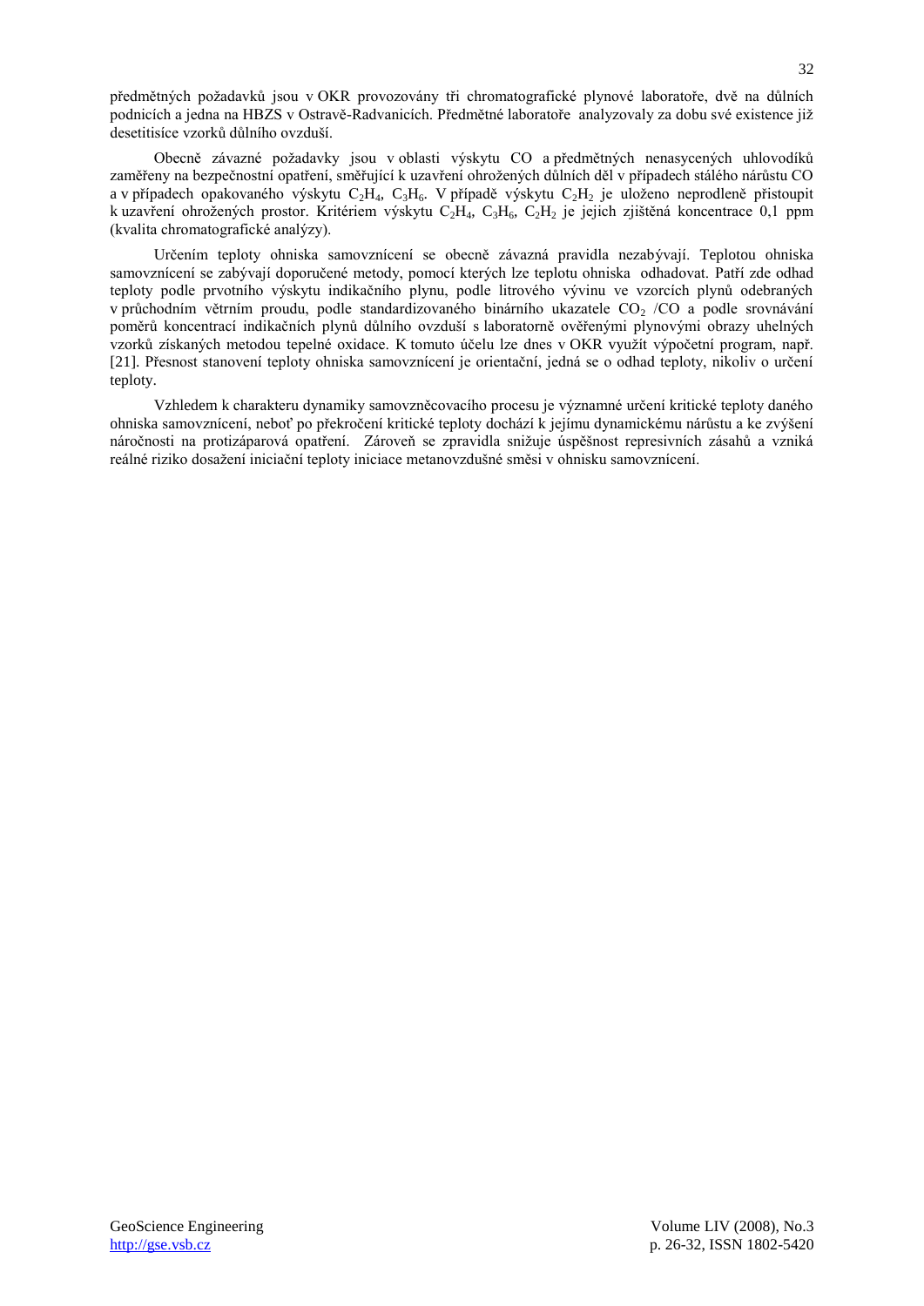předmětných požadavků jsou v OKR provozovány tři chromatografické plynové laboratoře, dvě na důlních podnicích a jedna na HBZS v Ostravě-Radvanicích. Předmětné laboratoře analyzovaly za dobu své existence již desetitisíce vzorků důlního ovzduší.

Obecně závazné požadavky jsou v oblasti výskytu CO a předmětných nenasycených uhlovodíků zaměřeny na bezpečnostní opatření, směřující k uzavření ohrožených důlních děl v případech stálého nárůstu CO a v případech opakovaného výskytu $C_2H_4$, $C_3H_6$. V případě výskytu $C_2H_2$ je uloženo neprodleně přistoupit k uzavření ohrožených prostor. Kritériem výskytu $C_2H_4$, $C_3H_6$, $C_2H_2$ je jejich zjištěná koncentrace 0,1 ppm (kvalita chromatografické analýzy).

Určením teploty ohniska samovznícení se obecně závazná pravidla nezabývají. Teplotou ohniska samovznícení se zabývají doporučené metody, pomocí kterých lze teplotu ohniska odhadovat. Patří zde odhad teploty podle prvotního výskytu indikačního plynu, podle litrového vývinu ve vzorcích plynů odebraných v průchodním větrním proudu, podle standardizovaného binárního ukazatele $CO_2$ /CO a podle srovnávání poměrů koncentrací indikačních plynů důlního ovzduší s laboratorně ověřenými plynovými obrazy uhelných vzorků získaných metodou tepelné oxidace. K tomuto účelu lze dnes v OKR využít výpočetní program, např. [21]. Přesnost stanovení teploty ohniska samovznícení je orientační, jedná se o odhad teploty, nikoliv o určení teploty.

Vzhledem k charakteru dynamiky samovzněcovacího procesu je významné určení kritické teploty daného ohniska samovznícení, neboť po překročení kritické teploty dochází k jejímu dynamickému nárůstu a ke zvýšení náročnosti na protizáparová opatření. Zároveň se zpravidla snižuje úspěšnost represivních zásahů a vzniká reálné riziko dosažení iniciační teploty iniciace metanovzdušné směsi v ohnisku samovznícení.